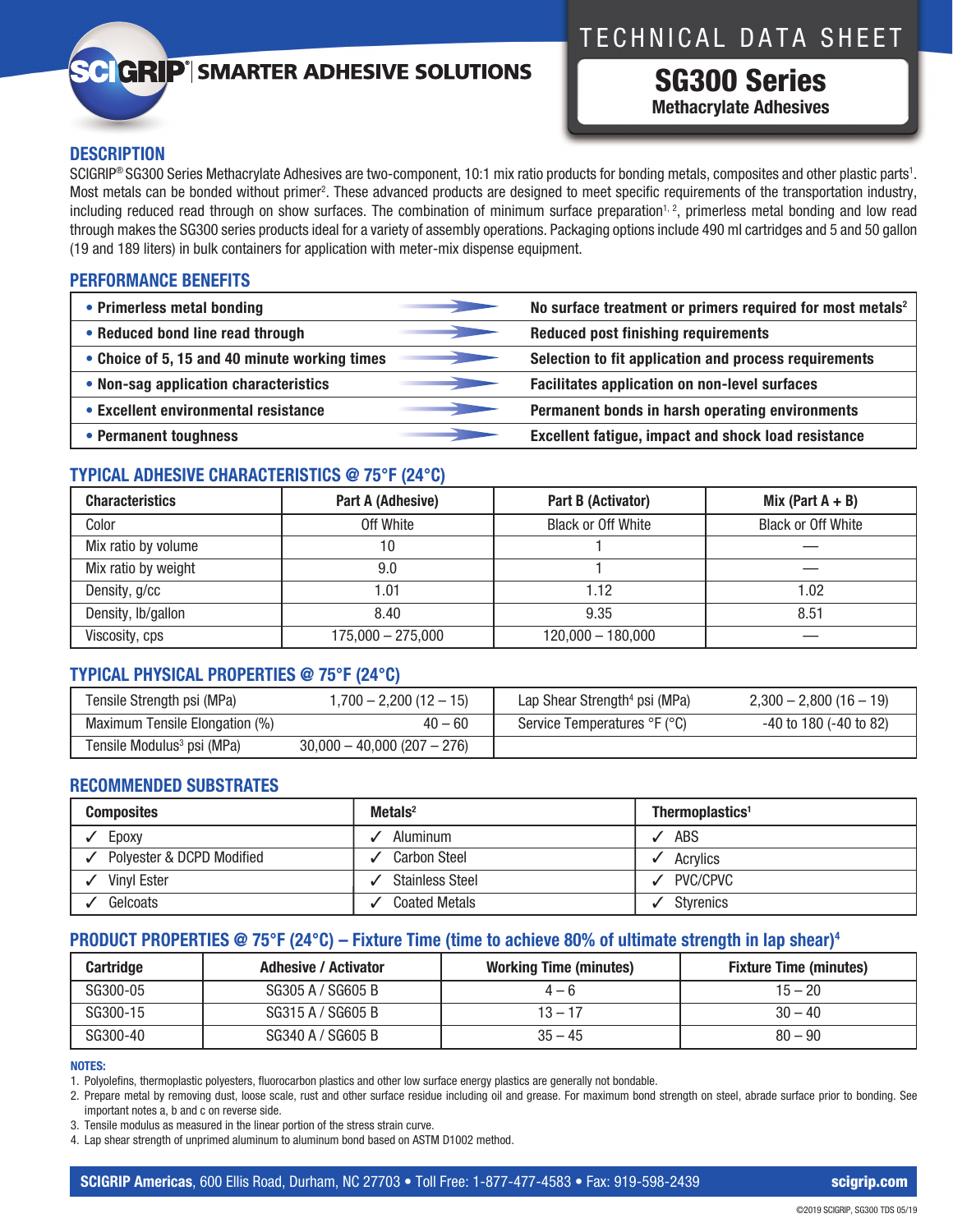# TECHNICAL DATA SHEET

# SG300 Series

**Methacrylate Adhesives**

SCIGRIP® | SMARTER ADHESIVE SOLUTIONS

## DESCRIPTION

SCIGRIP® SG300 Series Methacrylate Adhesives are two-component, 10:1 mix ratio products for bonding metals, composites and other plastic parts[1]. Most metals can be bonded without primer[2]. These advanced products are designed to meet specific requirements of the transportation industry, including reduced read through on show surfaces. The combination of minimum surface preparation[1, 2], primerless metal bonding and low read through makes the SG300 series products ideal for a variety of assembly operations. Packaging options include 490 ml cartridges and 5 and 50 gallon (19 and 189 liters) in bulk containers for application with meter-mix dispense equipment.

## PERFORMANCE BENEFITS

| Benefit | Result |
|---|---|
| • **Primerless metal bonding** | **No surface treatment or primers required for most metals[2]** |
| • **Reduced bond line read through** | **Reduced post finishing requirements** |
| • **Choice of 5, 15 and 40 minute working times** | **Selection to fit application and process requirements** |
| • **Non-sag application characteristics** | **Facilitates application on non-level surfaces** |
| • **Excellent environmental resistance** | **Permanent bonds in harsh operating environments** |
| • **Permanent toughness** | **Excellent fatigue, impact and shock load resistance** |

## TYPICAL ADHESIVE CHARACTERISTICS @ 75°F (24°C)

| Characteristics | Part A (Adhesive) | Part B (Activator) | Mix (Part A + B) |
|---|---|---|---|
| Color | Off White | Black or Off White | Black or Off White |
| Mix ratio by volume | 10 | 1 | — |
| Mix ratio by weight | 9.0 | 1 | — |
| Density, g/cc | 1.01 | 1.12 | 1.02 |
| Density, lb/gallon | 8.40 | 9.35 | 8.51 |
| Viscosity, cps | 175,000 – 275,000 | 120,000 – 180,000 | — |

## TYPICAL PHYSICAL PROPERTIES @ 75°F (24°C)

| Property | Value | Property | Value |
|---|---|---|---|
| Tensile Strength psi (MPa) | 1,700 – 2,200 (12 – 15) | Lap Shear Strength[4] psi (MPa) | 2,300 – 2,800 (16 – 19) |
| Maximum Tensile Elongation (%) | 40 – 60 | Service Temperatures °F (°C) | -40 to 180 (-40 to 82) |
| Tensile Modulus[3] psi (MPa) | 30,000 – 40,000 (207 – 276) | | |

## RECOMMENDED SUBSTRATES

| Composites | Metals[2] | Thermoplastics[1] |
|---|---|---|
| ✓ Epoxy | ✓ Aluminum | ✓ ABS |
| ✓ Polyester & DCPD Modified | ✓ Carbon Steel | ✓ Acrylics |
| ✓ Vinyl Ester | ✓ Stainless Steel | ✓ PVC/CPVC |
| ✓ Gelcoats | ✓ Coated Metals | ✓ Styrenics |

## PRODUCT PROPERTIES @ 75°F (24°C) – Fixture Time (time to achieve 80% of ultimate strength in lap shear)[4]

| Cartridge | Adhesive / Activator | Working Time (minutes) | Fixture Time (minutes) |
|---|---|---|---|
| SG300-05 | SG305 A / SG605 B | 4 – 6 | 15 – 20 |
| SG300-15 | SG315 A / SG605 B | 13 – 17 | 30 – 40 |
| SG300-40 | SG340 A / SG605 B | 35 – 45 | 80 – 90 |

**NOTES:**

1. Polyolefins, thermoplastic polyesters, fluorocarbon plastics and other low surface energy plastics are generally not bondable.
2. Prepare metal by removing dust, loose scale, rust and other surface residue including oil and grease. For maximum bond strength on steel, abrade surface prior to bonding. See important notes a, b and c on reverse side.
3. Tensile modulus as measured in the linear portion of the stress strain curve.
4. Lap shear strength of unprimed aluminum to aluminum bond based on ASTM D1002 method.

**SCIGRIP Americas**, 600 Ellis Road, Durham, NC 27703 • Toll Free: 1-877-477-4583 • Fax: 919-598-2439 **scigrip.com**

©2019 SCIGRIP, SG300 TDS 05/19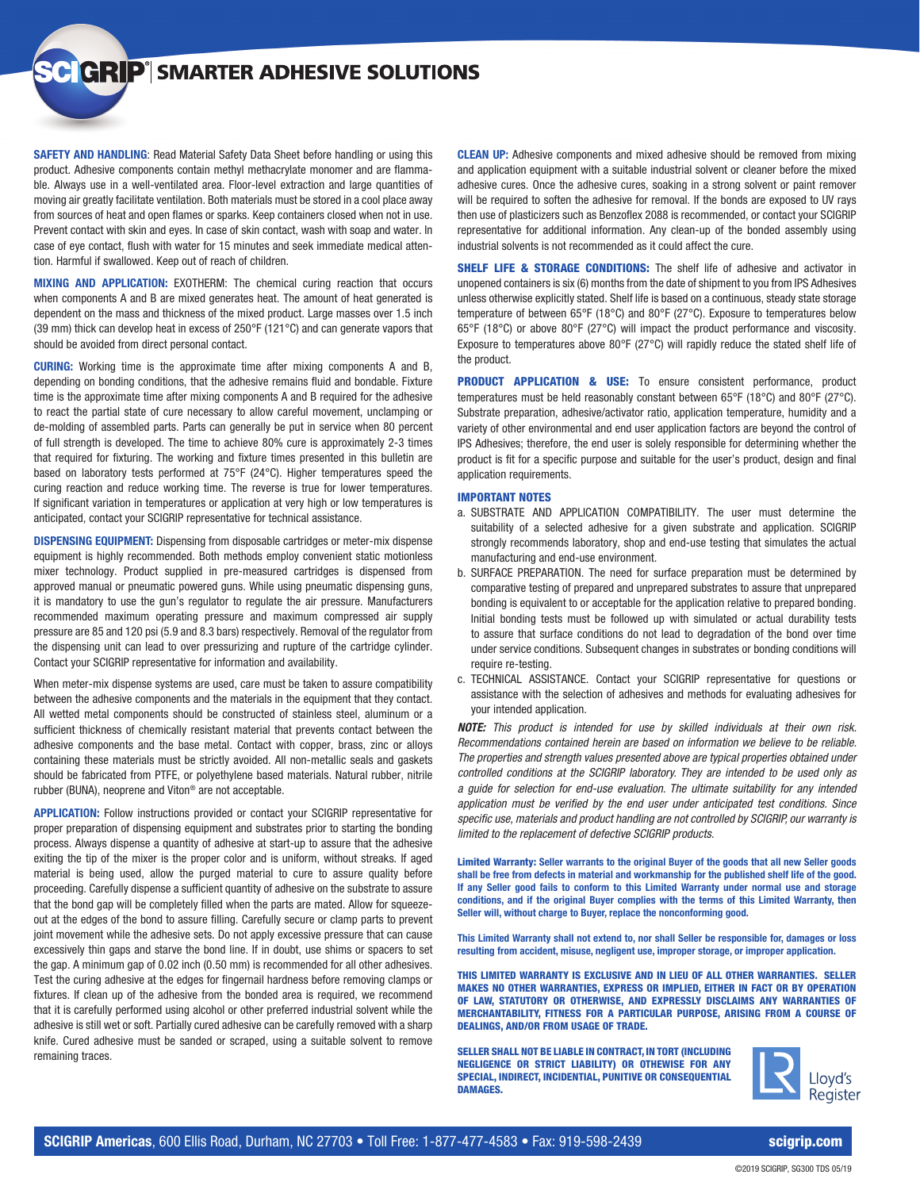# SCIGRIP® | SMARTER ADHESIVE SOLUTIONS

**SAFETY AND HANDLING**: Read Material Safety Data Sheet before handling or using this product. Adhesive components contain methyl methacrylate monomer and are flammable. Always use in a well-ventilated area. Floor-level extraction and large quantities of moving air greatly facilitate ventilation. Both materials must be stored in a cool place away from sources of heat and open flames or sparks. Keep containers closed when not in use. Prevent contact with skin and eyes. In case of skin contact, wash with soap and water. In case of eye contact, flush with water for 15 minutes and seek immediate medical attention. Harmful if swallowed. Keep out of reach of children.

**MIXING AND APPLICATION:** EXOTHERM: The chemical curing reaction that occurs when components A and B are mixed generates heat. The amount of heat generated is dependent on the mass and thickness of the mixed product. Large masses over 1.5 inch (39 mm) thick can develop heat in excess of 250°F (121°C) and can generate vapors that should be avoided from direct personal contact.

**CURING:** Working time is the approximate time after mixing components A and B, depending on bonding conditions, that the adhesive remains fluid and bondable. Fixture time is the approximate time after mixing components A and B required for the adhesive to react the partial state of cure necessary to allow careful movement, unclamping or de-molding of assembled parts. Parts can generally be put in service when 80 percent of full strength is developed. The time to achieve 80% cure is approximately 2-3 times that required for fixturing. The working and fixture times presented in this bulletin are based on laboratory tests performed at 75°F (24°C). Higher temperatures speed the curing reaction and reduce working time. The reverse is true for lower temperatures. If significant variation in temperatures or application at very high or low temperatures is anticipated, contact your SCIGRIP representative for technical assistance.

**DISPENSING EQUIPMENT:** Dispensing from disposable cartridges or meter-mix dispense equipment is highly recommended. Both methods employ convenient static motionless mixer technology. Product supplied in pre-measured cartridges is dispensed from approved manual or pneumatic powered guns. While using pneumatic dispensing guns, it is mandatory to use the gun's regulator to regulate the air pressure. Manufacturers recommended maximum operating pressure and maximum compressed air supply pressure are 85 and 120 psi (5.9 and 8.3 bars) respectively. Removal of the regulator from the dispensing unit can lead to over pressurizing and rupture of the cartridge cylinder. Contact your SCIGRIP representative for information and availability.

When meter-mix dispense systems are used, care must be taken to assure compatibility between the adhesive components and the materials in the equipment that they contact. All wetted metal components should be constructed of stainless steel, aluminum or a sufficient thickness of chemically resistant material that prevents contact between the adhesive components and the base metal. Contact with copper, brass, zinc or alloys containing these materials must be strictly avoided. All non-metallic seals and gaskets should be fabricated from PTFE, or polyethylene based materials. Natural rubber, nitrile rubber (BUNA), neoprene and Viton® are not acceptable.

**APPLICATION:** Follow instructions provided or contact your SCIGRIP representative for proper preparation of dispensing equipment and substrates prior to starting the bonding process. Always dispense a quantity of adhesive at start-up to assure that the adhesive exiting the tip of the mixer is the proper color and is uniform, without streaks. If aged material is being used, allow the purged material to cure to assure quality before proceeding. Carefully dispense a sufficient quantity of adhesive on the substrate to assure that the bond gap will be completely filled when the parts are mated. Allow for squeeze-out at the edges of the bond to assure filling. Carefully secure or clamp parts to prevent joint movement while the adhesive sets. Do not apply excessive pressure that can cause excessively thin gaps and starve the bond line. If in doubt, use shims or spacers to set the gap. A minimum gap of 0.02 inch (0.50 mm) is recommended for all other adhesives. Test the curing adhesive at the edges for fingernail hardness before removing clamps or fixtures. If clean up of the adhesive from the bonded area is required, we recommend that it is carefully performed using alcohol or other preferred industrial solvent while the adhesive is still wet or soft. Partially cured adhesive can be carefully removed with a sharp knife. Cured adhesive must be sanded or scraped, using a suitable solvent to remove remaining traces.

**CLEAN UP:** Adhesive components and mixed adhesive should be removed from mixing and application equipment with a suitable industrial solvent or cleaner before the mixed adhesive cures. Once the adhesive cures, soaking in a strong solvent or paint remover will be required to soften the adhesive for removal. If the bonds are exposed to UV rays then use of plasticizers such as Benzoflex 2088 is recommended, or contact your SCIGRIP representative for additional information. Any clean-up of the bonded assembly using industrial solvents is not recommended as it could affect the cure.

**SHELF LIFE & STORAGE CONDITIONS:** The shelf life of adhesive and activator in unopened containers is six (6) months from the date of shipment to you from IPS Adhesives unless otherwise explicitly stated. Shelf life is based on a continuous, steady state storage temperature of between 65°F (18°C) and 80°F (27°C). Exposure to temperatures below 65°F (18°C) or above 80°F (27°C) will impact the product performance and viscosity. Exposure to temperatures above 80°F (27°C) will rapidly reduce the stated shelf life of the product.

**PRODUCT APPLICATION & USE:** To ensure consistent performance, product temperatures must be held reasonably constant between 65°F (18°C) and 80°F (27°C). Substrate preparation, adhesive/activator ratio, application temperature, humidity and a variety of other environmental and end user application factors are beyond the control of IPS Adhesives; therefore, the end user is solely responsible for determining whether the product is fit for a specific purpose and suitable for the user's product, design and final application requirements.

**IMPORTANT NOTES**

a. SUBSTRATE AND APPLICATION COMPATIBILITY. The user must determine the suitability of a selected adhesive for a given substrate and application. SCIGRIP strongly recommends laboratory, shop and end-use testing that simulates the actual manufacturing and end-use environment.
b. SURFACE PREPARATION. The need for surface preparation must be determined by comparative testing of prepared and unprepared substrates to assure that unprepared bonding is equivalent to or acceptable for the application relative to prepared bonding. Initial bonding tests must be followed up with simulated or actual durability tests to assure that surface conditions do not lead to degradation of the bond over time under service conditions. Subsequent changes in substrates or bonding conditions will require re-testing.
c. TECHNICAL ASSISTANCE. Contact your SCIGRIP representative for questions or assistance with the selection of adhesives and methods for evaluating adhesives for your intended application.

***NOTE:*** *This product is intended for use by skilled individuals at their own risk. Recommendations contained herein are based on information we believe to be reliable. The properties and strength values presented above are typical properties obtained under controlled conditions at the SCIGRIP laboratory. They are intended to be used only as a guide for selection for end-use evaluation. The ultimate suitability for any intended application must be verified by the end user under anticipated test conditions. Since specific use, materials and product handling are not controlled by SCIGRIP, our warranty is limited to the replacement of defective SCIGRIP products.*

**Limited Warranty: Seller warrants to the original Buyer of the goods that all new Seller goods shall be free from defects in material and workmanship for the published shelf life of the good. If any Seller good fails to conform to this Limited Warranty under normal use and storage conditions, and if the original Buyer complies with the terms of this Limited Warranty, then Seller will, without charge to Buyer, replace the nonconforming good.**

**This Limited Warranty shall not extend to, nor shall Seller be responsible for, damages or loss resulting from accident, misuse, negligent use, improper storage, or improper application.**

**THIS LIMITED WARRANTY IS EXCLUSIVE AND IN LIEU OF ALL OTHER WARRANTIES. SELLER MAKES NO OTHER WARRANTIES, EXPRESS OR IMPLIED, EITHER IN FACT OR BY OPERATION OF LAW, STATUTORY OR OTHERWISE, AND EXPRESSLY DISCLAIMS ANY WARRANTIES OF MERCHANTABILITY, FITNESS FOR A PARTICULAR PURPOSE, ARISING FROM A COURSE OF DEALINGS, AND/OR FROM USAGE OF TRADE.**

**SELLER SHALL NOT BE LIABLE IN CONTRACT, IN TORT (INCLUDING NEGLIGENCE OR STRICT LIABILITY) OR OTHEWISE FOR ANY SPECIAL, INDIRECT, INCIDENTIAL, PUNITIVE OR CONSEQUENTIAL DAMAGES.**

Lloyd's Register

**SCIGRIP Americas**, 600 Ellis Road, Durham, NC 27703 • Toll Free: 1-877-477-4583 • Fax: 919-598-2439 **scigrip.com**

©2019 SCIGRIP, SG300 TDS 05/19